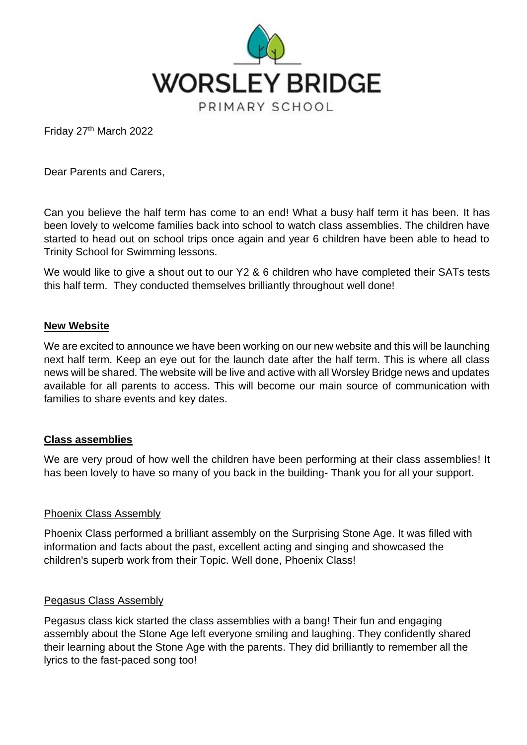# WORSLEY BRIDGE

PRIMARY SCHOOL

Friday 27th March 2022

Dear Parents and Carers,

Can you believe the half term has come to an end! What a busy half term it has been. It has been lovely to welcome families back into school to watch class assemblies. The children have started to head out on school trips once again and year 6 children have been able to head to Trinity School for Swimming lessons.

We would like to give a shout out to our Y2 & 6 children who have completed their SATs tests this half term. They conducted themselves brilliantly throughout well done!

## New Website

We are excited to announce we have been working on our new website and this will be launching next half term. Keep an eye out for the launch date after the half term. This is where all class news will be shared. The website will be live and active with all Worsley Bridge news and updates available for all parents to access. This will become our main source of communication with families to share events and key dates.

## Class assemblies

We are very proud of how well the children have been performing at their class assemblies! It has been lovely to have so many of you back in the building- Thank you for all your support.

### Phoenix Class Assembly

Phoenix Class performed a brilliant assembly on the Surprising Stone Age. It was filled with information and facts about the past, excellent acting and singing and showcased the children's superb work from their Topic. Well done, Phoenix Class!

### Pegasus Class Assembly

Pegasus class kick started the class assemblies with a bang! Their fun and engaging assembly about the Stone Age left everyone smiling and laughing. They confidently shared their learning about the Stone Age with the parents. They did brilliantly to remember all the lyrics to the fast-paced song too!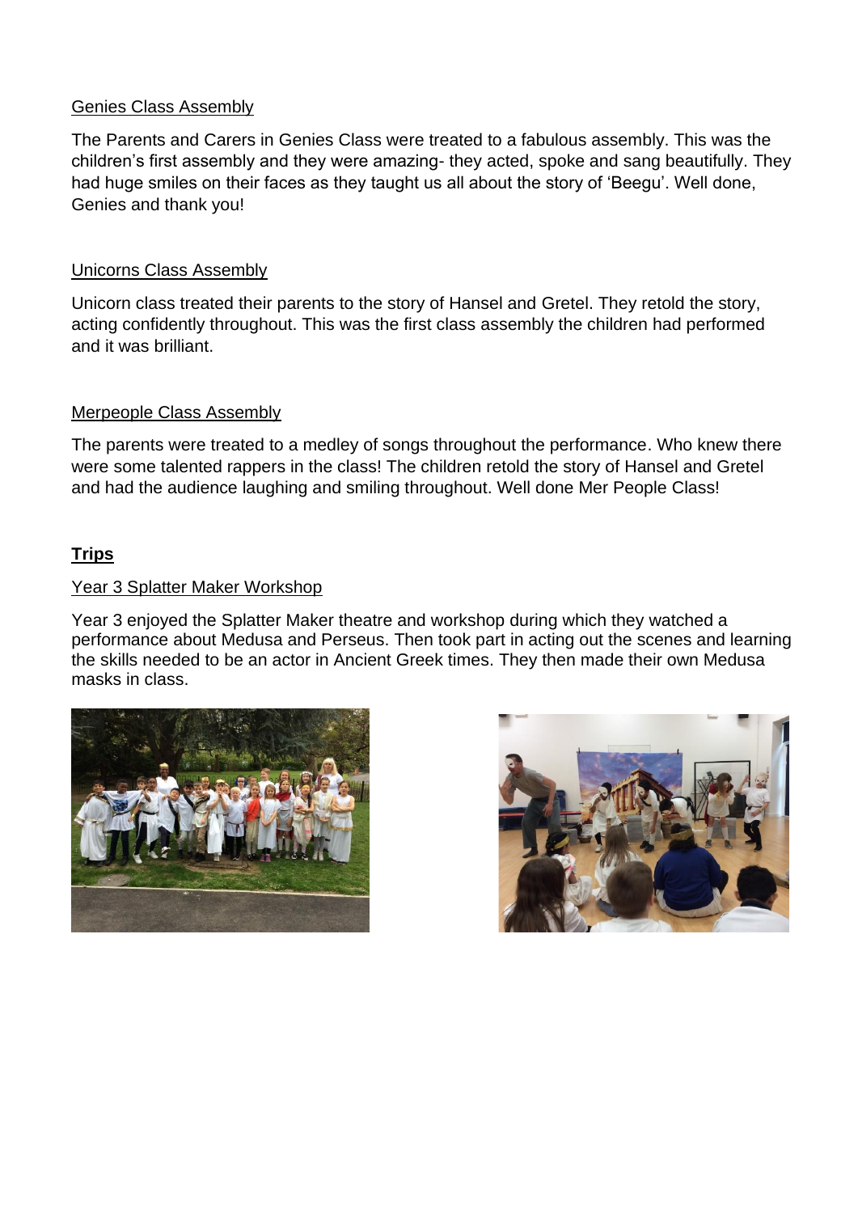Genies Class Assembly

The Parents and Carers in Genies Class were treated to a fabulous assembly. This was the children's first assembly and they were amazing- they acted, spoke and sang beautifully. They had huge smiles on their faces as they taught us all about the story of 'Beegu'. Well done, Genies and thank you!

Unicorns Class Assembly

Unicorn class treated their parents to the story of Hansel and Gretel. They retold the story, acting confidently throughout. This was the first class assembly the children had performed and it was brilliant.

Merpeople Class Assembly

The parents were treated to a medley of songs throughout the performance. Who knew there were some talented rappers in the class! The children retold the story of Hansel and Gretel and had the audience laughing and smiling throughout. Well done Mer People Class!

## Trips

Year 3 Splatter Maker Workshop

Year 3 enjoyed the Splatter Maker theatre and workshop during which they watched a performance about Medusa and Perseus. Then took part in acting out the scenes and learning the skills needed to be an actor in Ancient Greek times. They then made their own Medusa masks in class.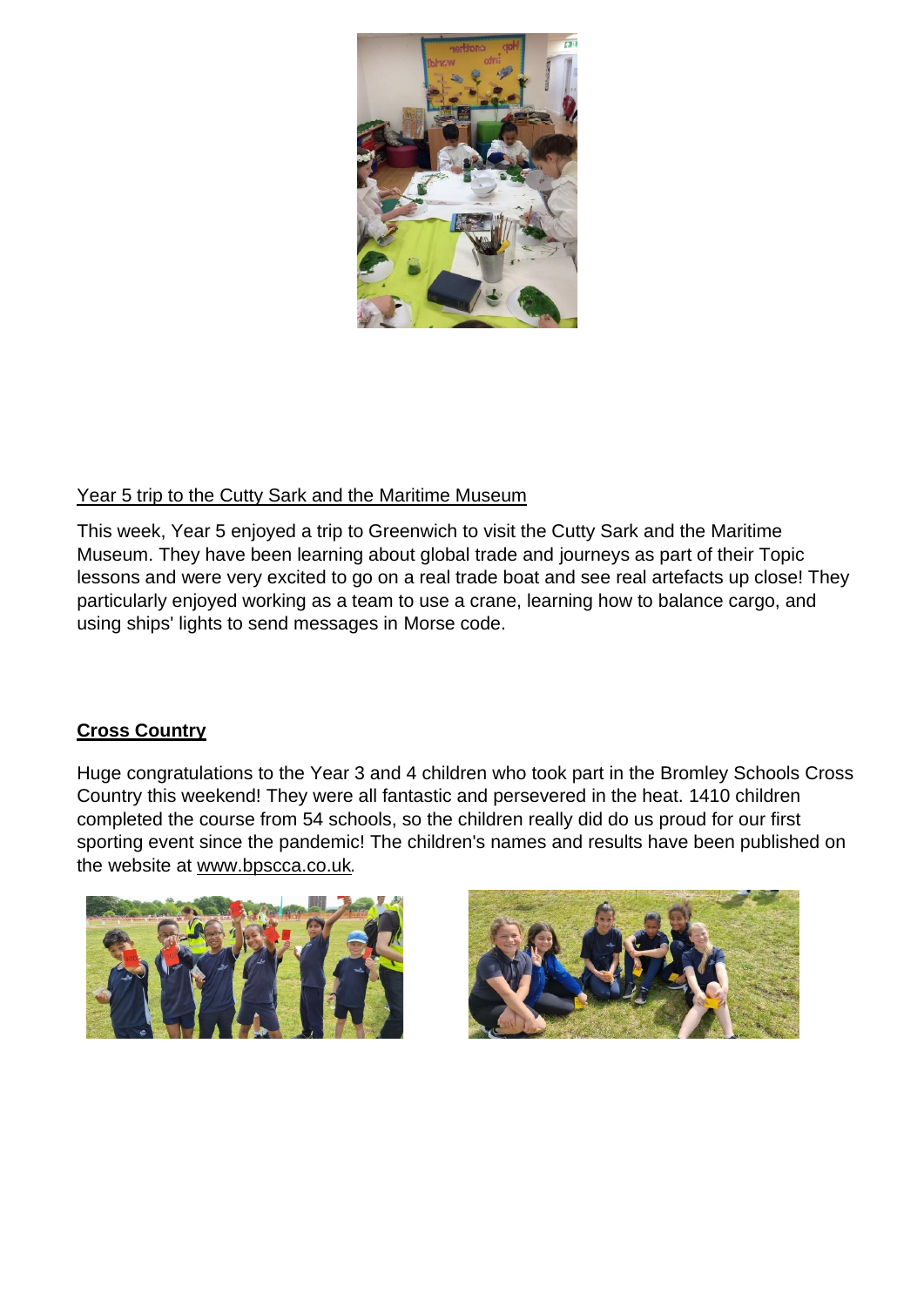Year 5 trip to the Cutty Sark and the Maritime Museum

This week, Year 5 enjoyed a trip to Greenwich to visit the Cutty Sark and the Maritime Museum. They have been learning about global trade and journeys as part of their Topic lessons and were very excited to go on a real trade boat and see real artefacts up close! They particularly enjoyed working as a team to use a crane, learning how to balance cargo, and using ships' lights to send messages in Morse code.

## Cross Country

Huge congratulations to the Year 3 and 4 children who took part in the Bromley Schools Cross Country this weekend! They were all fantastic and persevered in the heat. 1410 children completed the course from 54 schools, so the children really did do us proud for our first sporting event since the pandemic! The children's names and results have been published on the website at www.bpscca.co.uk.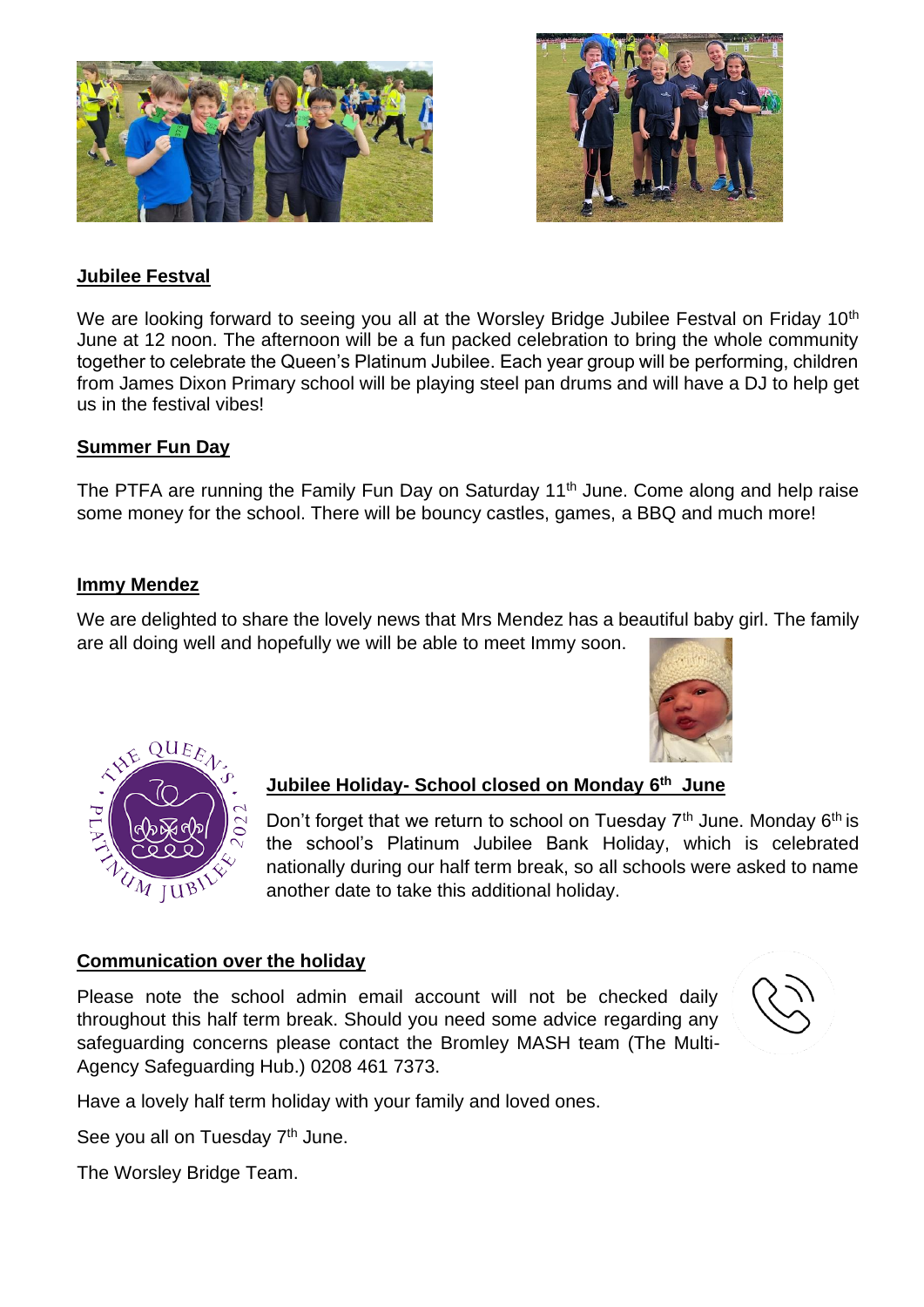## Jubilee Festval

We are looking forward to seeing you all at the Worsley Bridge Jubilee Festval on Friday 10th June at 12 noon. The afternoon will be a fun packed celebration to bring the whole community together to celebrate the Queen's Platinum Jubilee. Each year group will be performing, children from James Dixon Primary school will be playing steel pan drums and will have a DJ to help get us in the festival vibes!

## Summer Fun Day

The PTFA are running the Family Fun Day on Saturday 11th June. Come along and help raise some money for the school. There will be bouncy castles, games, a BBQ and much more!

## Immy Mendez

We are delighted to share the lovely news that Mrs Mendez has a beautiful baby girl. The family are all doing well and hopefully we will be able to meet Immy soon.

## Jubilee Holiday- School closed on Monday 6th June

Don't forget that we return to school on Tuesday 7th June. Monday 6th is the school's Platinum Jubilee Bank Holiday, which is celebrated nationally during our half term break, so all schools were asked to name another date to take this additional holiday.

## Communication over the holiday

Please note the school admin email account will not be checked daily throughout this half term break. Should you need some advice regarding any safeguarding concerns please contact the Bromley MASH team (The Multi-Agency Safeguarding Hub.) 0208 461 7373.

Have a lovely half term holiday with your family and loved ones.

See you all on Tuesday 7th June.

The Worsley Bridge Team.